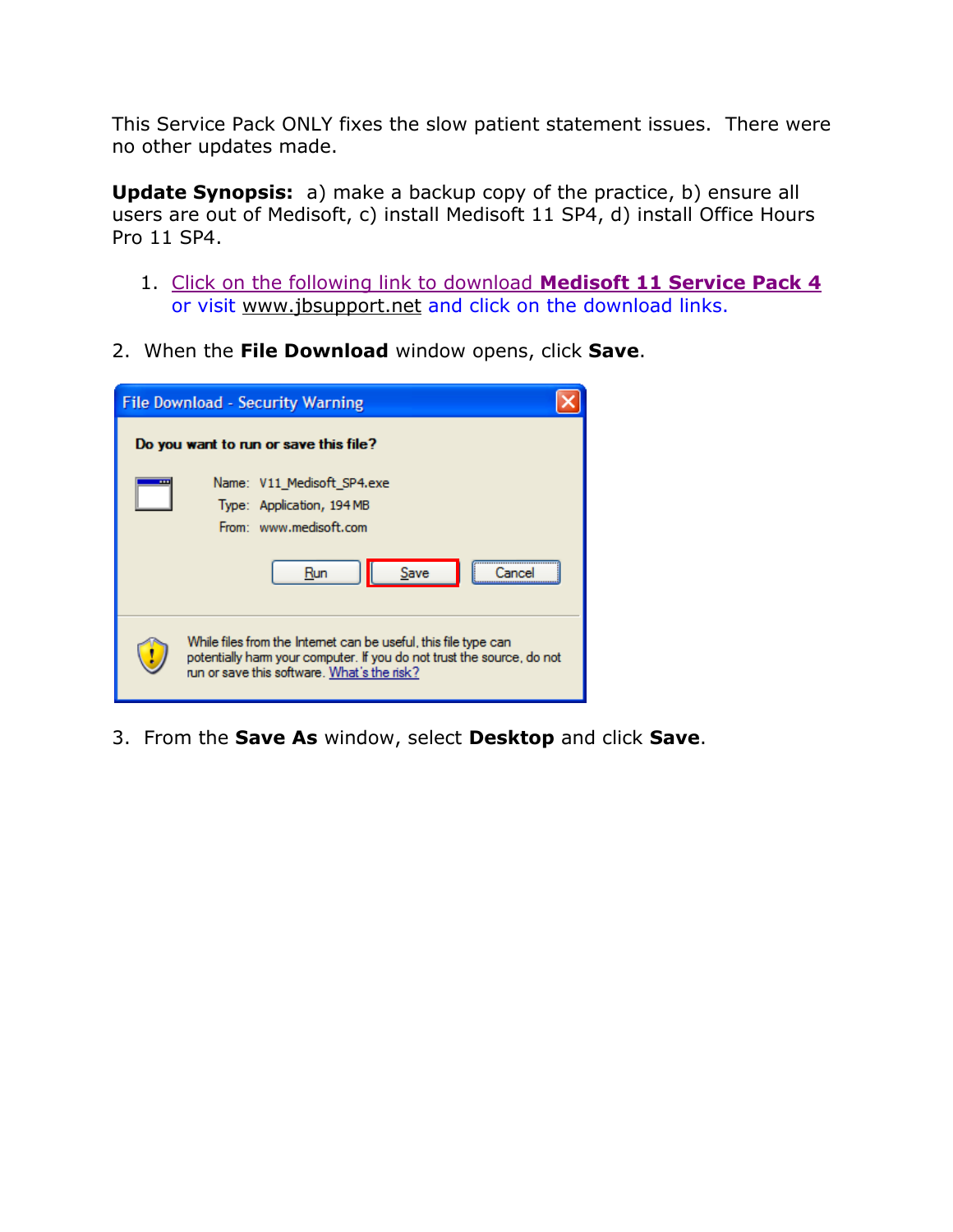This Service Pack ONLY fixes the slow patient statement issues. There were no other updates made.

**Update Synopsis:** a) make a backup copy of the practice, b) ensure all users are out of Medisoft, c) install Medisoft 11 SP4, d) install Office Hours Pro 11 SP4.

1. Click on the following link to download **Medisoft 11 Service Pack 4** or visit www.jbsupport.net and click on the download links.

2. When the **File Download** window opens, click **Save**.

3. From the **Save As** window, select **Desktop** and click **Save**.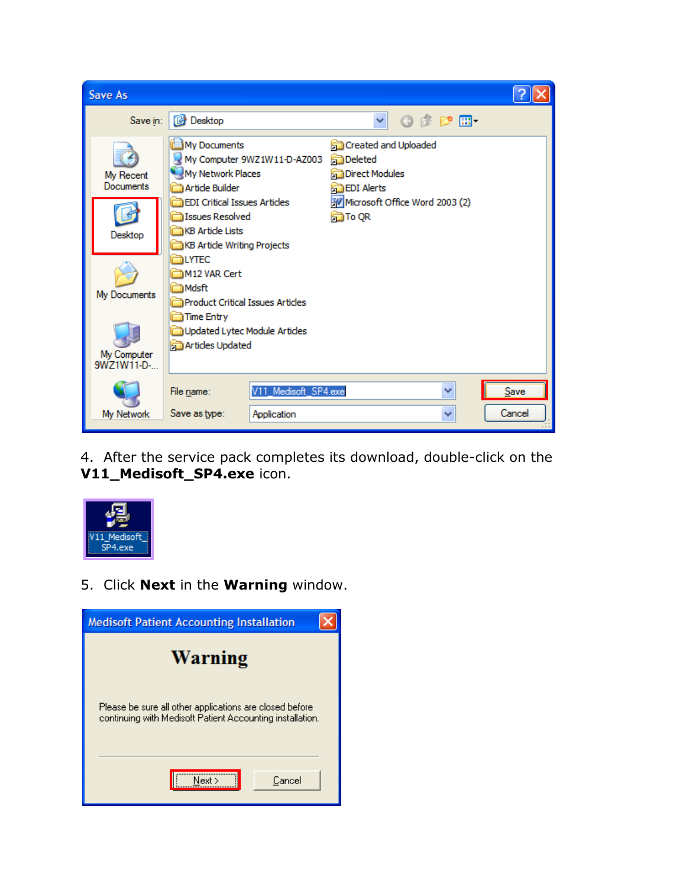4. After the service pack completes its download, double-click on the **V11_Medisoft_SP4.exe** icon.

5. Click **Next** in the **Warning** window.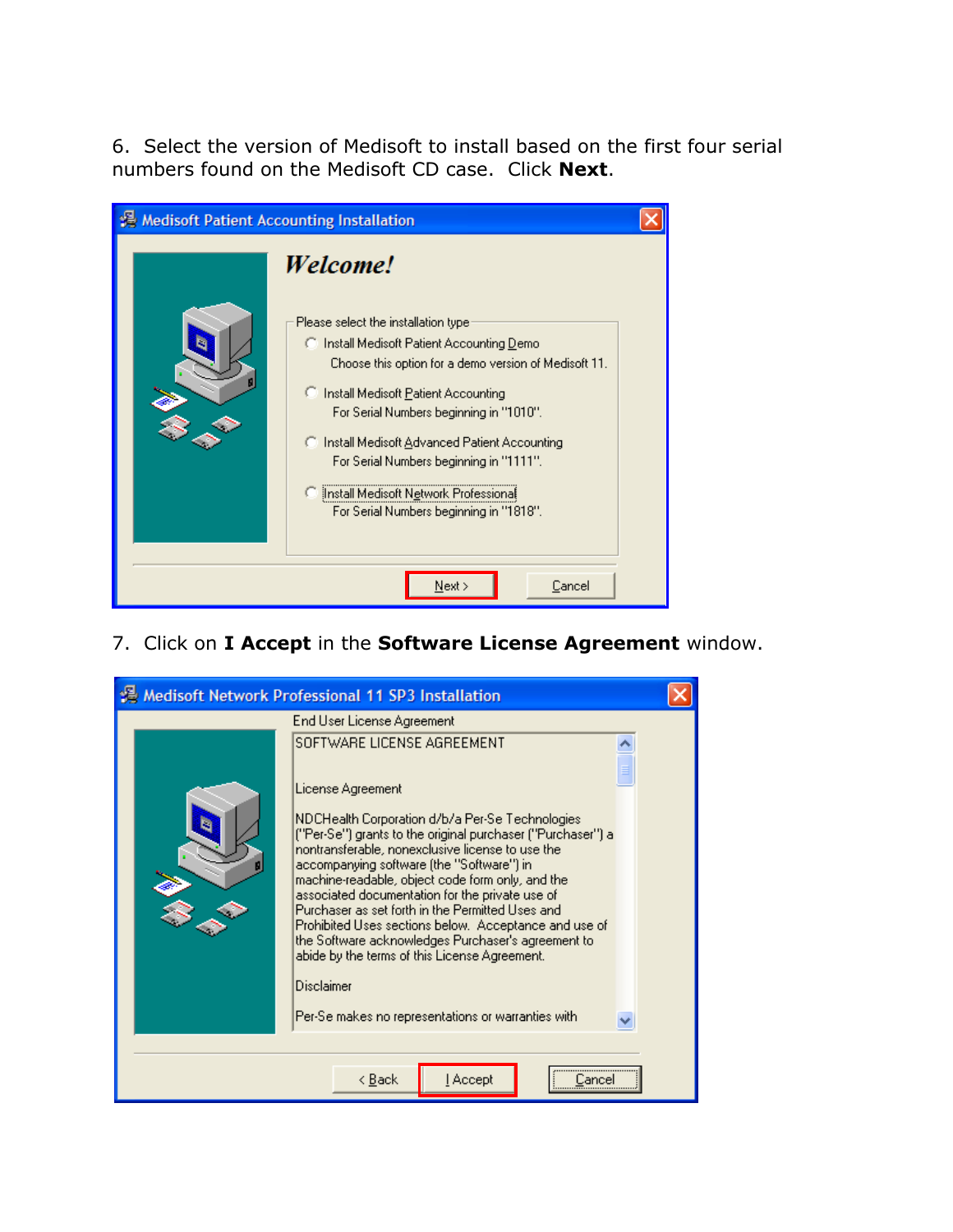6. Select the version of Medisoft to install based on the first four serial numbers found on the Medisoft CD case. Click **Next**.

7. Click on **I Accept** in the **Software License Agreement** window.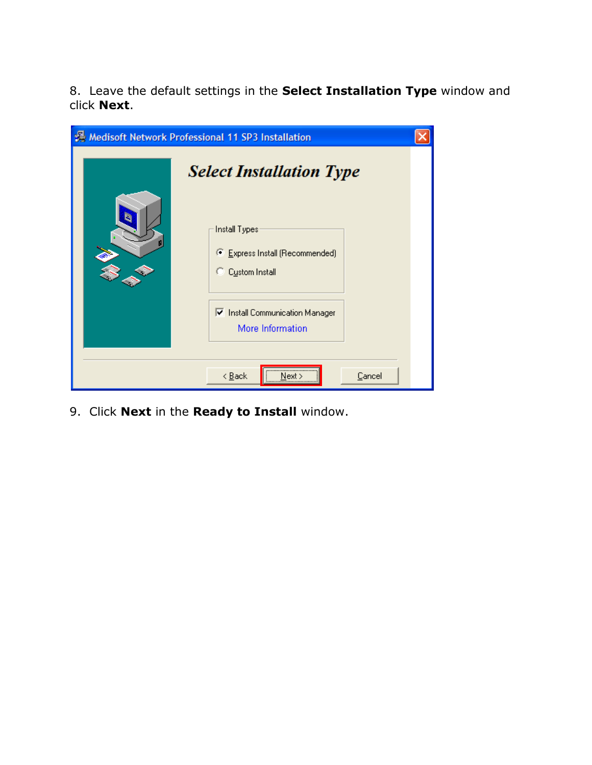8. Leave the default settings in the **Select Installation Type** window and click **Next**.

9. Click **Next** in the **Ready to Install** window.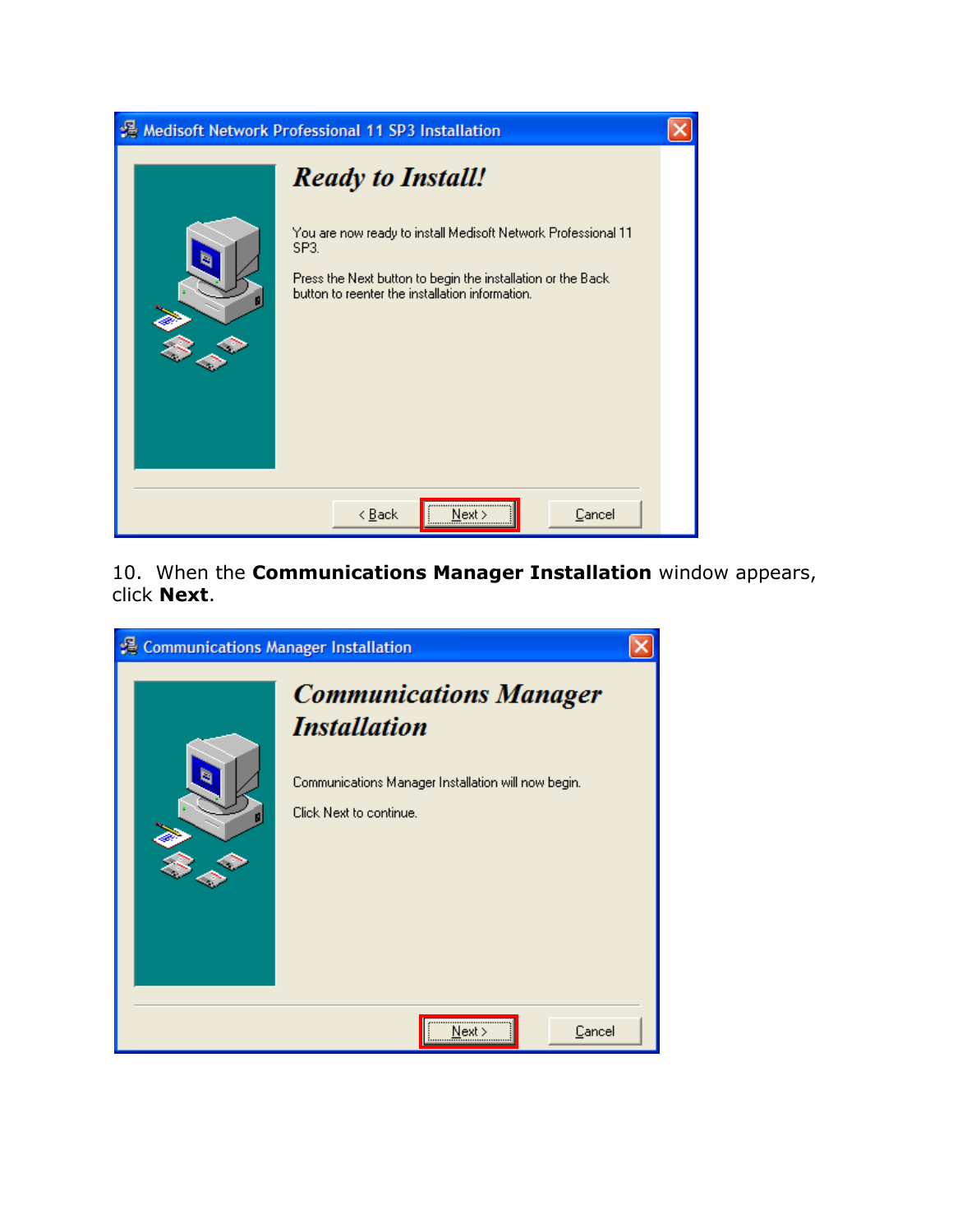10. When the **Communications Manager Installation** window appears, click **Next**.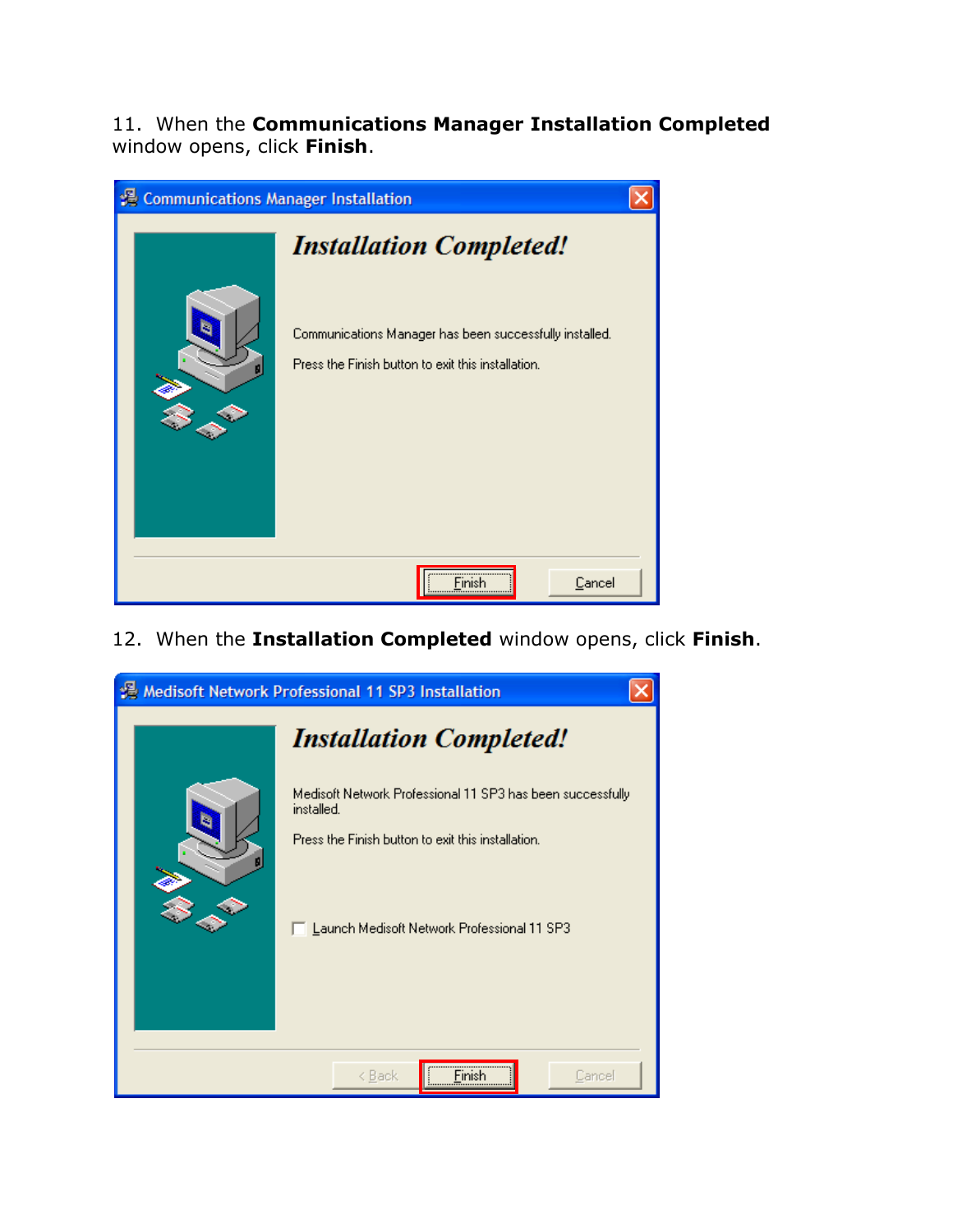11. When the **Communications Manager Installation Completed** window opens, click **Finish**.

12. When the **Installation Completed** window opens, click **Finish**.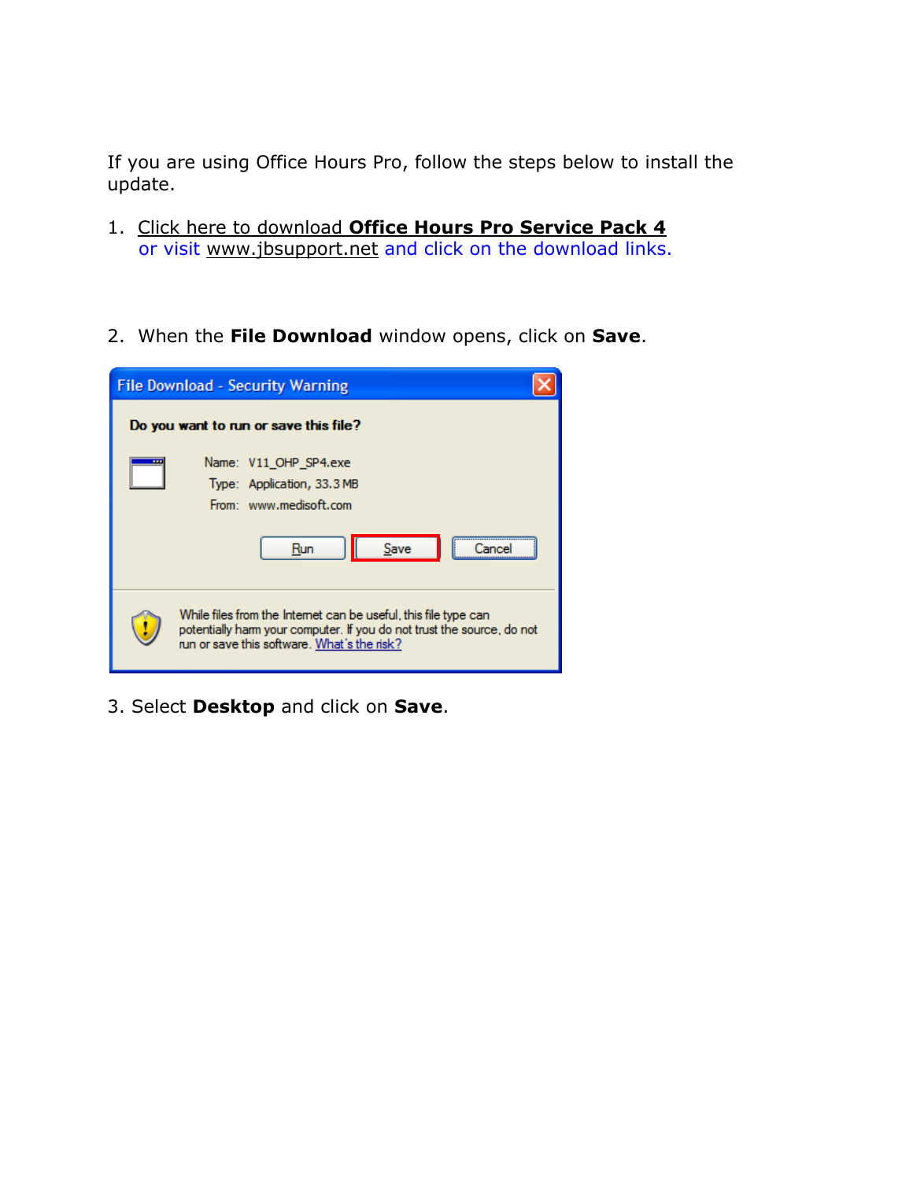If you are using Office Hours Pro, follow the steps below to install the update.

1. Click here to download **Office Hours Pro Service Pack 4** or visit www.jbsupport.net and click on the download links.

2. When the **File Download** window opens, click on **Save**.

3. Select **Desktop** and click on **Save**.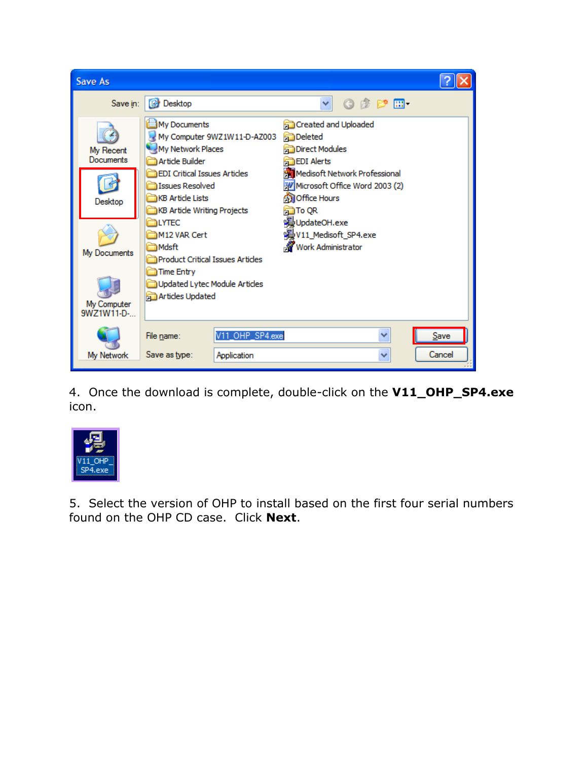4. Once the download is complete, double-click on the **V11_OHP_SP4.exe** icon.

5. Select the version of OHP to install based on the first four serial numbers found on the OHP CD case. Click **Next**.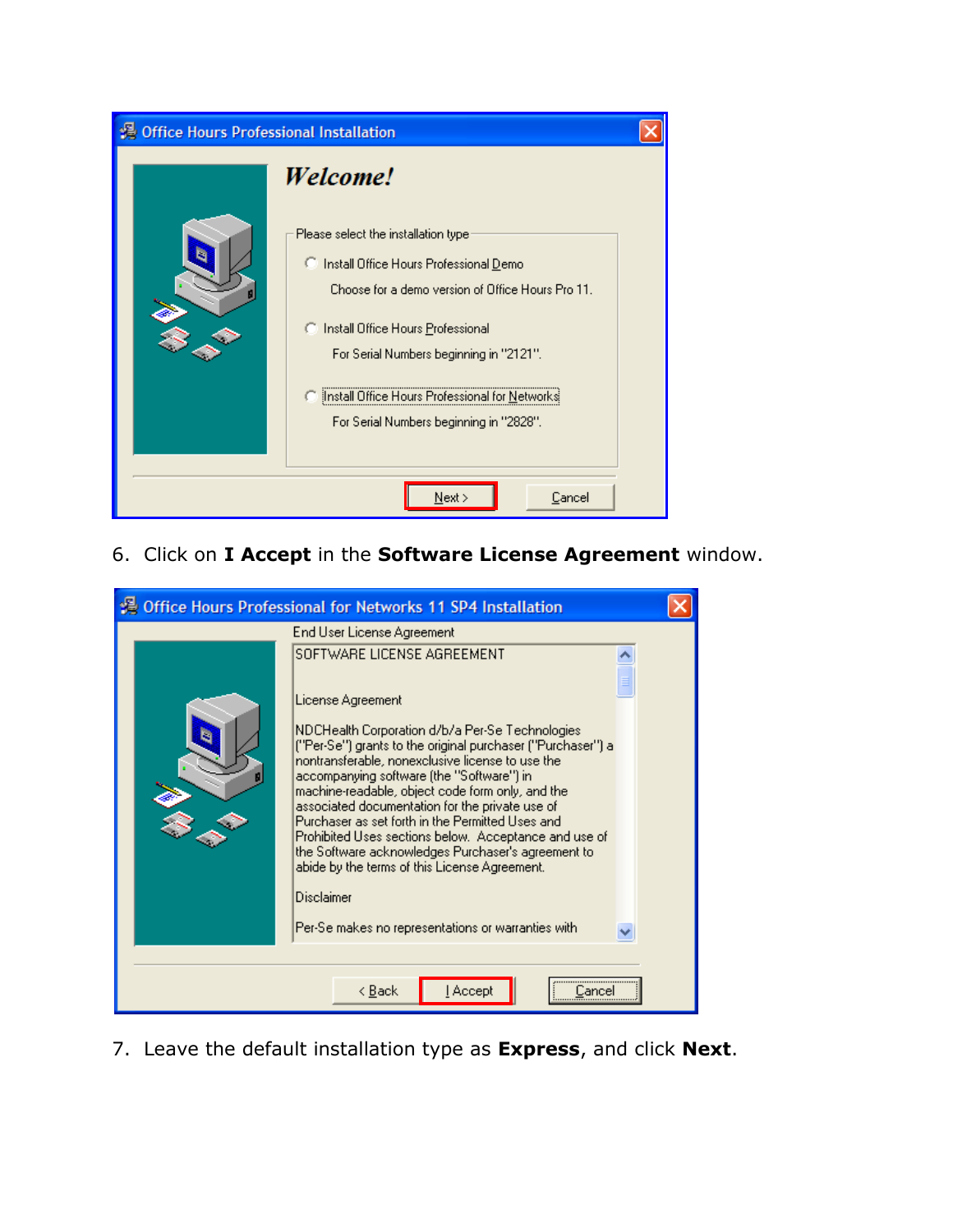6. Click on **I Accept** in the **Software License Agreement** window.

7. Leave the default installation type as **Express**, and click **Next**.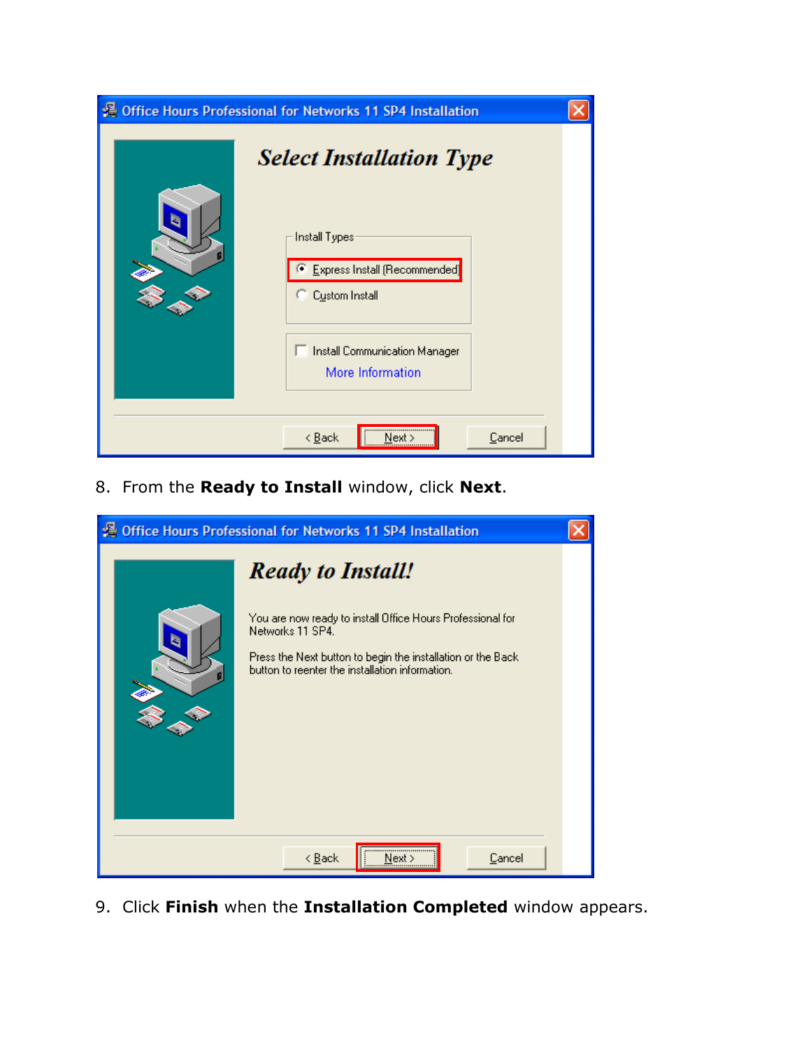8. From the **Ready to Install** window, click **Next**.

9. Click **Finish** when the **Installation Completed** window appears.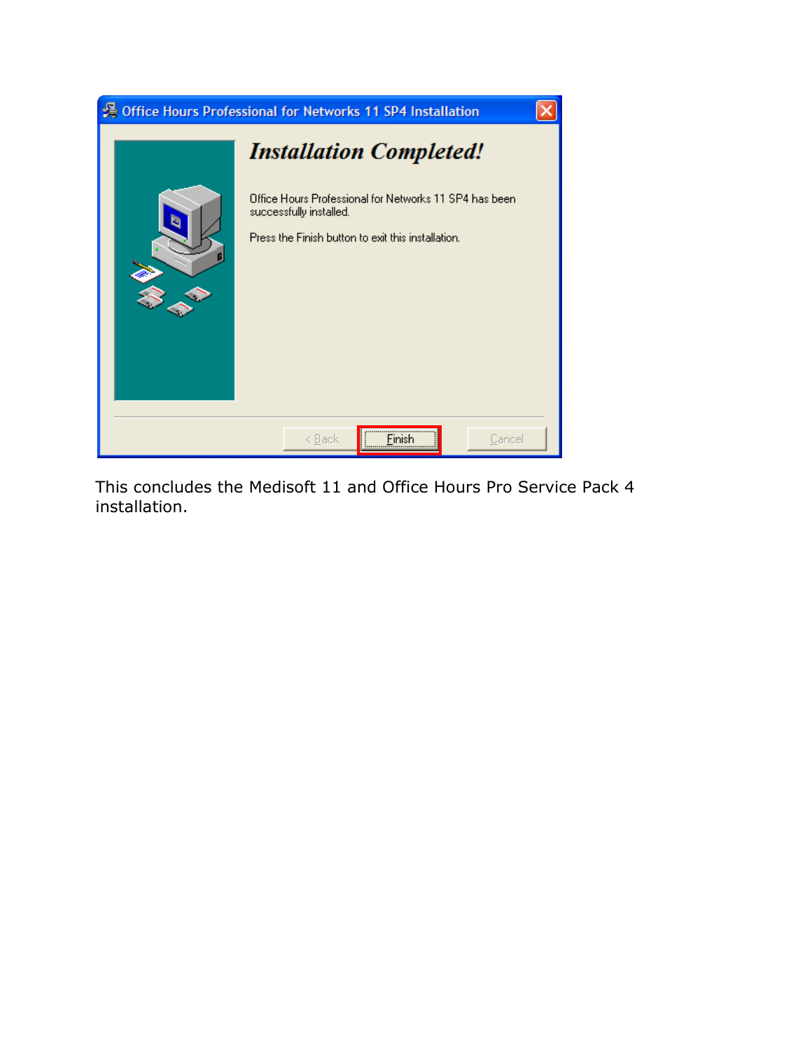This concludes the Medisoft 11 and Office Hours Pro Service Pack 4 installation.